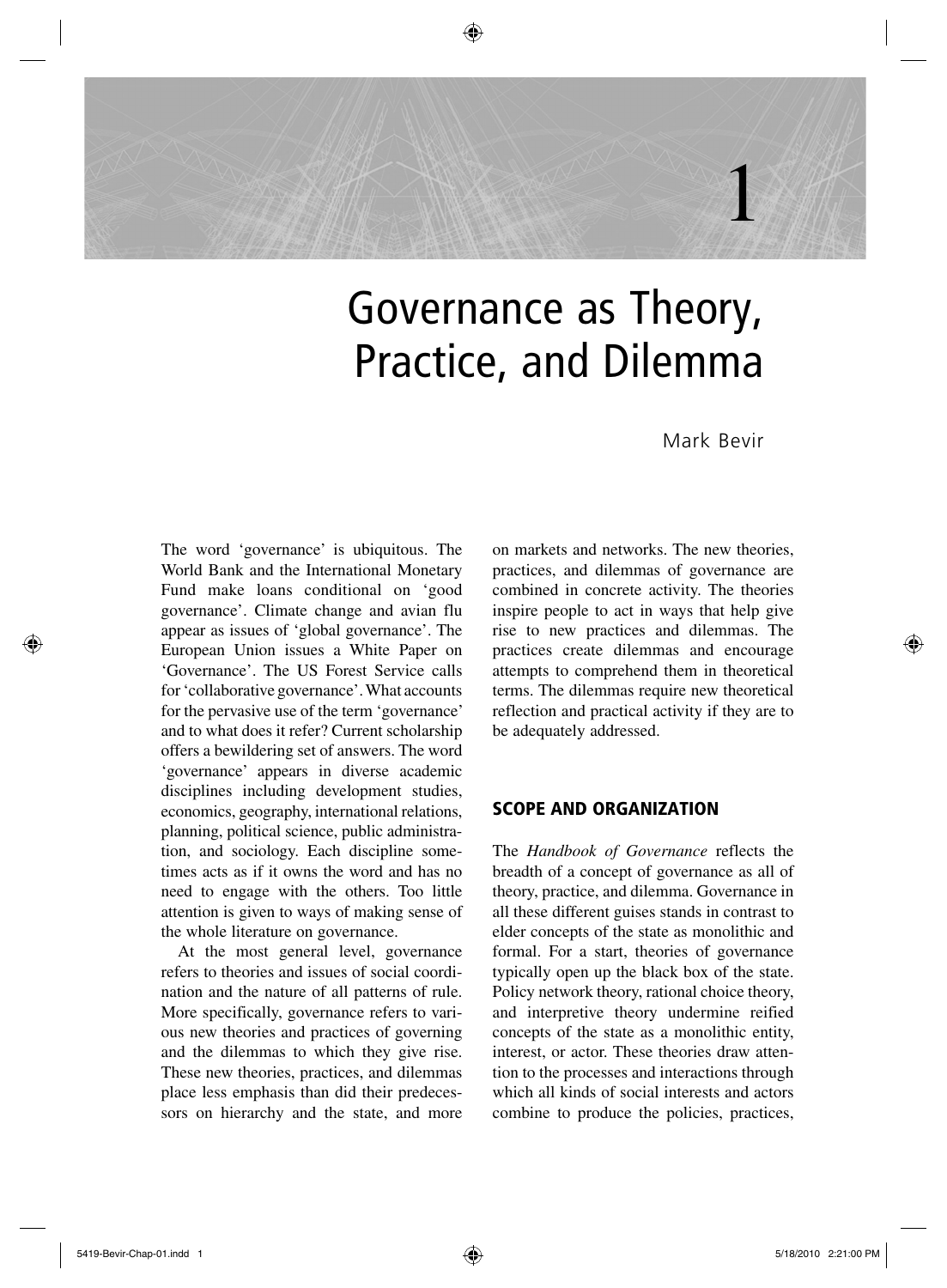# 1

# Governance as Theory, Practice, and Dilemma

Mark Bevir

The word 'governance' is ubiquitous. The World Bank and the International Monetary Fund make loans conditional on 'good governance'. Climate change and avian flu appear as issues of 'global governance'. The European Union issues a White Paper on 'Governance'. The US Forest Service calls for 'collaborative governance'. What accounts for the pervasive use of the term 'governance' and to what does it refer? Current scholarship offers a bewildering set of answers. The word 'governance' appears in diverse academic disciplines including development studies, economics, geography, international relations, planning, political science, public administration, and sociology. Each discipline sometimes acts as if it owns the word and has no need to engage with the others. Too little attention is given to ways of making sense of the whole literature on governance.

At the most general level, governance refers to theories and issues of social coordination and the nature of all patterns of rule. More specifically, governance refers to various new theories and practices of governing and the dilemmas to which they give rise. These new theories, practices, and dilemmas place less emphasis than did their predecessors on hierarchy and the state, and more on markets and networks. The new theories, practices, and dilemmas of governance are combined in concrete activity. The theories inspire people to act in ways that help give rise to new practices and dilemmas. The practices create dilemmas and encourage attempts to comprehend them in theoretical terms. The dilemmas require new theoretical reflection and practical activity if they are to be adequately addressed.

## SCOPE AND ORGANIZATION

The *Handbook of Governance* reflects the breadth of a concept of governance as all of theory, practice, and dilemma. Governance in all these different guises stands in contrast to elder concepts of the state as monolithic and formal. For a start, theories of governance typically open up the black box of the state. Policy network theory, rational choice theory, and interpretive theory undermine reified concepts of the state as a monolithic entity, interest, or actor. These theories draw attention to the processes and interactions through which all kinds of social interests and actors combine to produce the policies, practices,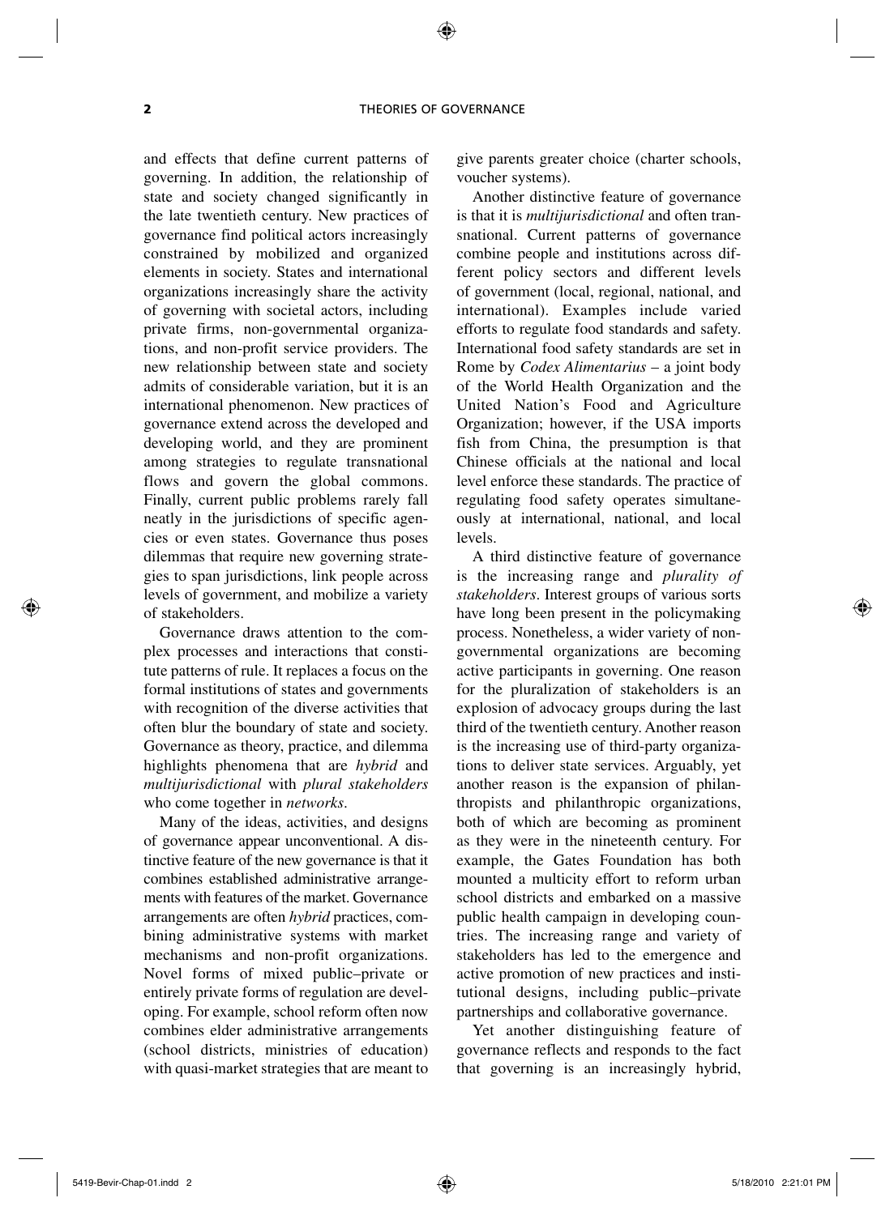and effects that define current patterns of governing. In addition, the relationship of state and society changed significantly in the late twentieth century. New practices of governance find political actors increasingly constrained by mobilized and organized elements in society. States and international organizations increasingly share the activity of governing with societal actors, including private firms, non-governmental organizations, and non-profit service providers. The new relationship between state and society admits of considerable variation, but it is an international phenomenon. New practices of governance extend across the developed and developing world, and they are prominent among strategies to regulate transnational flows and govern the global commons. Finally, current public problems rarely fall neatly in the jurisdictions of specific agencies or even states. Governance thus poses dilemmas that require new governing strategies to span jurisdictions, link people across levels of government, and mobilize a variety of stakeholders.

Governance draws attention to the complex processes and interactions that constitute patterns of rule. It replaces a focus on the formal institutions of states and governments with recognition of the diverse activities that often blur the boundary of state and society. Governance as theory, practice, and dilemma highlights phenomena that are *hybrid* and *multijurisdictional* with *plural stakeholders* who come together in *networks*.

Many of the ideas, activities, and designs of governance appear unconventional. A distinctive feature of the new governance is that it combines established administrative arrangements with features of the market. Governance arrangements are often *hybrid* practices, combining administrative systems with market mechanisms and non-profit organizations. Novel forms of mixed public–private or entirely private forms of regulation are developing. For example, school reform often now combines elder administrative arrangements (school districts, ministries of education) with quasi-market strategies that are meant to give parents greater choice (charter schools, voucher systems).

Another distinctive feature of governance is that it is *multijurisdictional* and often transnational. Current patterns of governance combine people and institutions across different policy sectors and different levels of government (local, regional, national, and international). Examples include varied efforts to regulate food standards and safety. International food safety standards are set in Rome by *Codex Alimentarius* – a joint body of the World Health Organization and the United Nation's Food and Agriculture Organization; however, if the USA imports fish from China, the presumption is that Chinese officials at the national and local level enforce these standards. The practice of regulating food safety operates simultaneously at international, national, and local levels.

A third distinctive feature of governance is the increasing range and *plurality of stakeholders*. Interest groups of various sorts have long been present in the policymaking process. Nonetheless, a wider variety of non-governmental organizations are becoming active participants in governing. One reason for the pluralization of stakeholders is an explosion of advocacy groups during the last third of the twentieth century. Another reason is the increasing use of third-party organizations to deliver state services. Arguably, yet another reason is the expansion of philanthropists and philanthropic organizations, both of which are becoming as prominent as they were in the nineteenth century. For example, the Gates Foundation has both mounted a multicity effort to reform urban school districts and embarked on a massive public health campaign in developing countries. The increasing range and variety of stakeholders has led to the emergence and active promotion of new practices and institutional designs, including public–private partnerships and collaborative governance.

Yet another distinguishing feature of governance reflects and responds to the fact that governing is an increasingly hybrid,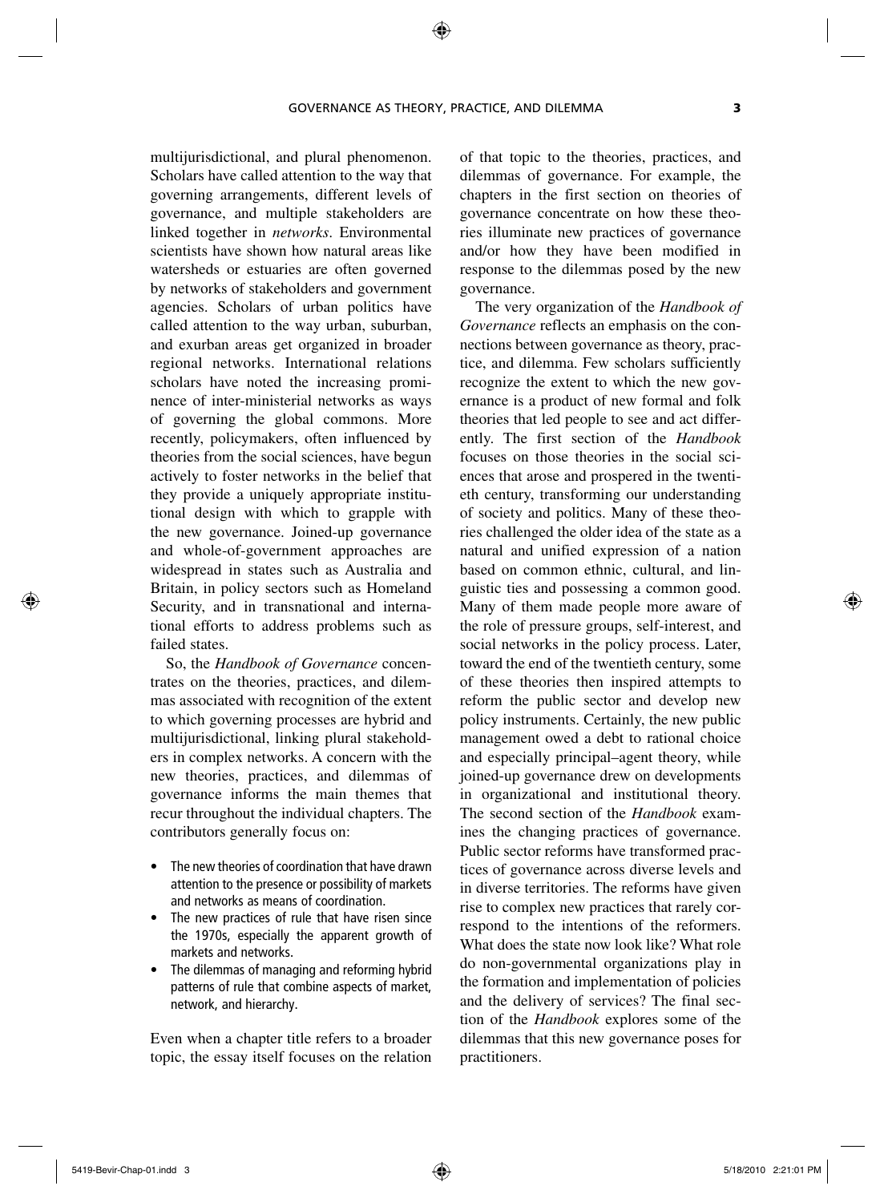multijurisdictional, and plural phenomenon. Scholars have called attention to the way that governing arrangements, different levels of governance, and multiple stakeholders are linked together in *networks*. Environmental scientists have shown how natural areas like watersheds or estuaries are often governed by networks of stakeholders and government agencies. Scholars of urban politics have called attention to the way urban, suburban, and exurban areas get organized in broader regional networks. International relations scholars have noted the increasing prominence of inter-ministerial networks as ways of governing the global commons. More recently, policymakers, often influenced by theories from the social sciences, have begun actively to foster networks in the belief that they provide a uniquely appropriate institutional design with which to grapple with the new governance. Joined-up governance and whole-of-government approaches are widespread in states such as Australia and Britain, in policy sectors such as Homeland Security, and in transnational and international efforts to address problems such as failed states.

So, the *Handbook of Governance* concentrates on the theories, practices, and dilemmas associated with recognition of the extent to which governing processes are hybrid and multijurisdictional, linking plural stakeholders in complex networks. A concern with the new theories, practices, and dilemmas of governance informs the main themes that recur throughout the individual chapters. The contributors generally focus on:

- The new theories of coordination that have drawn attention to the presence or possibility of markets and networks as means of coordination.
- The new practices of rule that have risen since the 1970s, especially the apparent growth of markets and networks.
- The dilemmas of managing and reforming hybrid patterns of rule that combine aspects of market, network, and hierarchy.

Even when a chapter title refers to a broader topic, the essay itself focuses on the relation of that topic to the theories, practices, and dilemmas of governance. For example, the chapters in the first section on theories of governance concentrate on how these theories illuminate new practices of governance and/or how they have been modified in response to the dilemmas posed by the new governance.

The very organization of the *Handbook of Governance* reflects an emphasis on the connections between governance as theory, practice, and dilemma. Few scholars sufficiently recognize the extent to which the new governance is a product of new formal and folk theories that led people to see and act differently. The first section of the *Handbook* focuses on those theories in the social sciences that arose and prospered in the twentieth century, transforming our understanding of society and politics. Many of these theories challenged the older idea of the state as a natural and unified expression of a nation based on common ethnic, cultural, and linguistic ties and possessing a common good. Many of them made people more aware of the role of pressure groups, self-interest, and social networks in the policy process. Later, toward the end of the twentieth century, some of these theories then inspired attempts to reform the public sector and develop new policy instruments. Certainly, the new public management owed a debt to rational choice and especially principal–agent theory, while joined-up governance drew on developments in organizational and institutional theory. The second section of the *Handbook* examines the changing practices of governance. Public sector reforms have transformed practices of governance across diverse levels and in diverse territories. The reforms have given rise to complex new practices that rarely correspond to the intentions of the reformers. What does the state now look like? What role do non-governmental organizations play in the formation and implementation of policies and the delivery of services? The final section of the *Handbook* explores some of the dilemmas that this new governance poses for practitioners.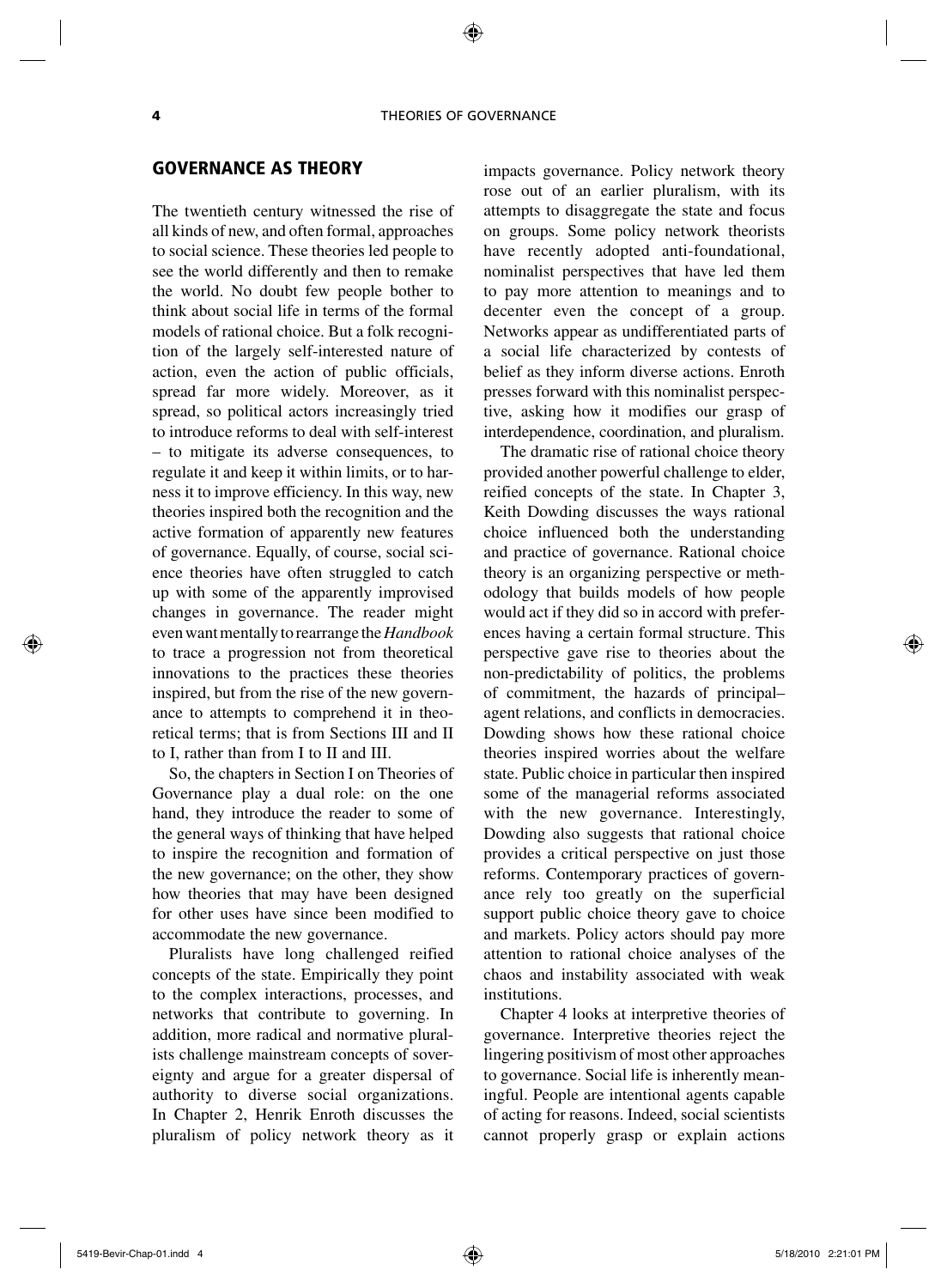## GOVERNANCE AS THEORY

The twentieth century witnessed the rise of all kinds of new, and often formal, approaches to social science. These theories led people to see the world differently and then to remake the world. No doubt few people bother to think about social life in terms of the formal models of rational choice. But a folk recognition of the largely self-interested nature of action, even the action of public officials, spread far more widely. Moreover, as it spread, so political actors increasingly tried to introduce reforms to deal with self-interest – to mitigate its adverse consequences, to regulate it and keep it within limits, or to harness it to improve efficiency. In this way, new theories inspired both the recognition and the active formation of apparently new features of governance. Equally, of course, social science theories have often struggled to catch up with some of the apparently improvised changes in governance. The reader might even want mentally to rearrange the *Handbook* to trace a progression not from theoretical innovations to the practices these theories inspired, but from the rise of the new governance to attempts to comprehend it in theoretical terms; that is from Sections III and II to I, rather than from I to II and III.

So, the chapters in Section I on Theories of Governance play a dual role: on the one hand, they introduce the reader to some of the general ways of thinking that have helped to inspire the recognition and formation of the new governance; on the other, they show how theories that may have been designed for other uses have since been modified to accommodate the new governance.

Pluralists have long challenged reified concepts of the state. Empirically they point to the complex interactions, processes, and networks that contribute to governing. In addition, more radical and normative pluralists challenge mainstream concepts of sovereignty and argue for a greater dispersal of authority to diverse social organizations. In Chapter 2, Henrik Enroth discusses the pluralism of policy network theory as it impacts governance. Policy network theory rose out of an earlier pluralism, with its attempts to disaggregate the state and focus on groups. Some policy network theorists have recently adopted anti-foundational, nominalist perspectives that have led them to pay more attention to meanings and to decenter even the concept of a group. Networks appear as undifferentiated parts of a social life characterized by contests of belief as they inform diverse actions. Enroth presses forward with this nominalist perspective, asking how it modifies our grasp of interdependence, coordination, and pluralism.

The dramatic rise of rational choice theory provided another powerful challenge to elder, reified concepts of the state. In Chapter 3, Keith Dowding discusses the ways rational choice influenced both the understanding and practice of governance. Rational choice theory is an organizing perspective or methodology that builds models of how people would act if they did so in accord with preferences having a certain formal structure. This perspective gave rise to theories about the non-predictability of politics, the problems of commitment, the hazards of principal–agent relations, and conflicts in democracies. Dowding shows how these rational choice theories inspired worries about the welfare state. Public choice in particular then inspired some of the managerial reforms associated with the new governance. Interestingly, Dowding also suggests that rational choice provides a critical perspective on just those reforms. Contemporary practices of governance rely too greatly on the superficial support public choice theory gave to choice and markets. Policy actors should pay more attention to rational choice analyses of the chaos and instability associated with weak institutions.

Chapter 4 looks at interpretive theories of governance. Interpretive theories reject the lingering positivism of most other approaches to governance. Social life is inherently meaningful. People are intentional agents capable of acting for reasons. Indeed, social scientists cannot properly grasp or explain actions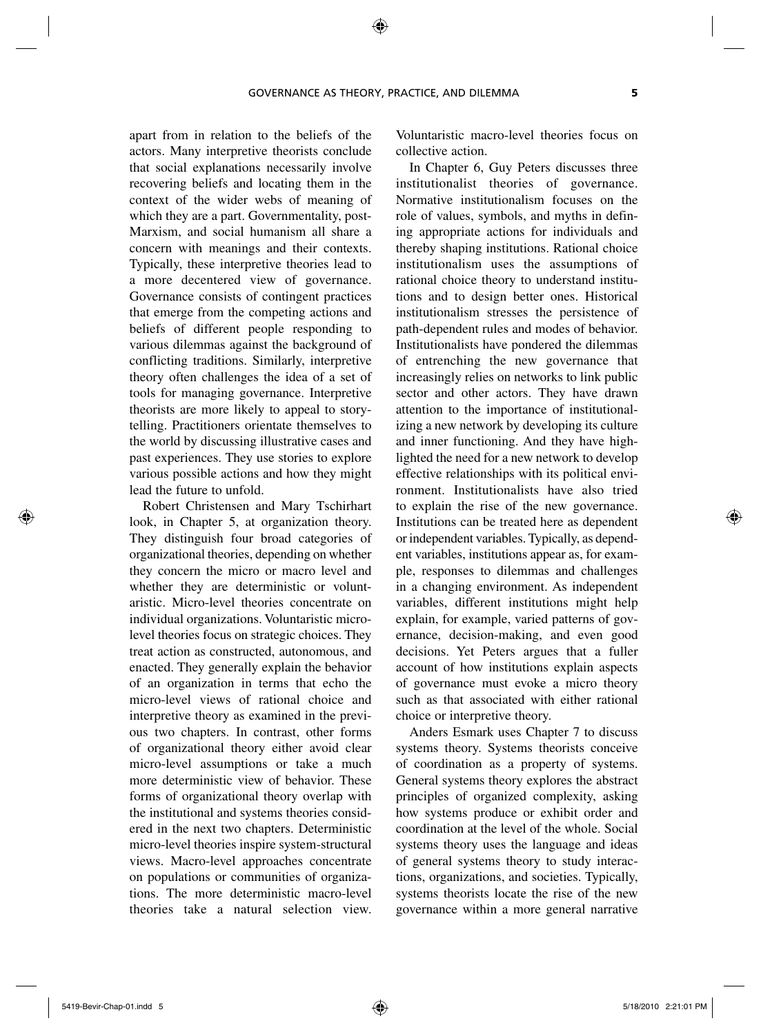apart from in relation to the beliefs of the actors. Many interpretive theorists conclude that social explanations necessarily involve recovering beliefs and locating them in the context of the wider webs of meaning of which they are a part. Governmentality, post-Marxism, and social humanism all share a concern with meanings and their contexts. Typically, these interpretive theories lead to a more decentered view of governance. Governance consists of contingent practices that emerge from the competing actions and beliefs of different people responding to various dilemmas against the background of conflicting traditions. Similarly, interpretive theory often challenges the idea of a set of tools for managing governance. Interpretive theorists are more likely to appeal to storytelling. Practitioners orientate themselves to the world by discussing illustrative cases and past experiences. They use stories to explore various possible actions and how they might lead the future to unfold.

Robert Christensen and Mary Tschirhart look, in Chapter 5, at organization theory. They distinguish four broad categories of organizational theories, depending on whether they concern the micro or macro level and whether they are deterministic or voluntaristic. Micro-level theories concentrate on individual organizations. Voluntaristic micro-level theories focus on strategic choices. They treat action as constructed, autonomous, and enacted. They generally explain the behavior of an organization in terms that echo the micro-level views of rational choice and interpretive theory as examined in the previous two chapters. In contrast, other forms of organizational theory either avoid clear micro-level assumptions or take a much more deterministic view of behavior. These forms of organizational theory overlap with the institutional and systems theories considered in the next two chapters. Deterministic micro-level theories inspire system-structural views. Macro-level approaches concentrate on populations or communities of organizations. The more deterministic macro-level theories take a natural selection view. Voluntaristic macro-level theories focus on collective action.

In Chapter 6, Guy Peters discusses three institutionalist theories of governance. Normative institutionalism focuses on the role of values, symbols, and myths in defining appropriate actions for individuals and thereby shaping institutions. Rational choice institutionalism uses the assumptions of rational choice theory to understand institutions and to design better ones. Historical institutionalism stresses the persistence of path-dependent rules and modes of behavior. Institutionalists have pondered the dilemmas of entrenching the new governance that increasingly relies on networks to link public sector and other actors. They have drawn attention to the importance of institutionalizing a new network by developing its culture and inner functioning. And they have highlighted the need for a new network to develop effective relationships with its political environment. Institutionalists have also tried to explain the rise of the new governance. Institutions can be treated here as dependent or independent variables. Typically, as dependent variables, institutions appear as, for example, responses to dilemmas and challenges in a changing environment. As independent variables, different institutions might help explain, for example, varied patterns of governance, decision-making, and even good decisions. Yet Peters argues that a fuller account of how institutions explain aspects of governance must evoke a micro theory such as that associated with either rational choice or interpretive theory.

Anders Esmark uses Chapter 7 to discuss systems theory. Systems theorists conceive of coordination as a property of systems. General systems theory explores the abstract principles of organized complexity, asking how systems produce or exhibit order and coordination at the level of the whole. Social systems theory uses the language and ideas of general systems theory to study interactions, organizations, and societies. Typically, systems theorists locate the rise of the new governance within a more general narrative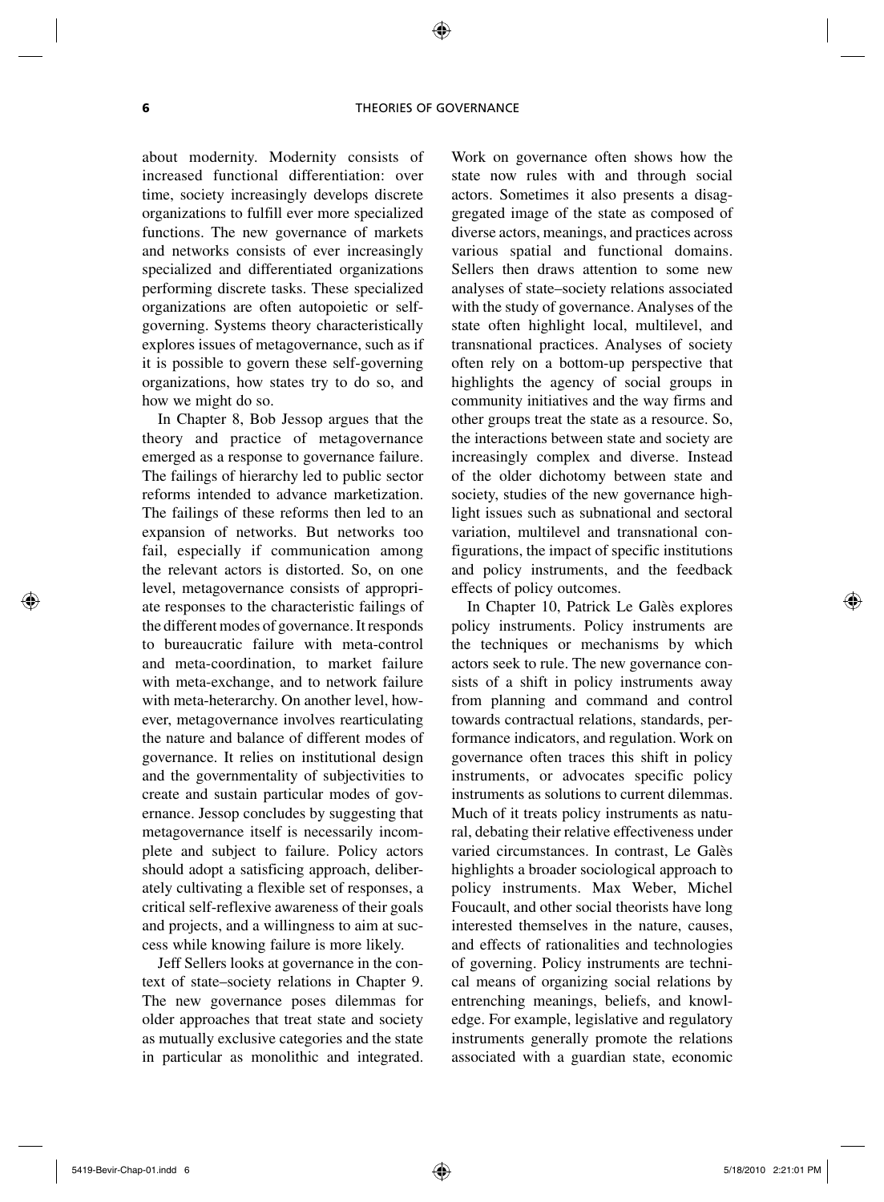about modernity. Modernity consists of increased functional differentiation: over time, society increasingly develops discrete organizations to fulfill ever more specialized functions. The new governance of markets and networks consists of ever increasingly specialized and differentiated organizations performing discrete tasks. These specialized organizations are often autopoietic or self-governing. Systems theory characteristically explores issues of metagovernance, such as if it is possible to govern these self-governing organizations, how states try to do so, and how we might do so.

In Chapter 8, Bob Jessop argues that the theory and practice of metagovernance emerged as a response to governance failure. The failings of hierarchy led to public sector reforms intended to advance marketization. The failings of these reforms then led to an expansion of networks. But networks too fail, especially if communication among the relevant actors is distorted. So, on one level, metagovernance consists of appropriate responses to the characteristic failings of the different modes of governance. It responds to bureaucratic failure with meta-control and meta-coordination, to market failure with meta-exchange, and to network failure with meta-heterarchy. On another level, however, metagovernance involves rearticulating the nature and balance of different modes of governance. It relies on institutional design and the governmentality of subjectivities to create and sustain particular modes of governance. Jessop concludes by suggesting that metagovernance itself is necessarily incomplete and subject to failure. Policy actors should adopt a satisficing approach, deliberately cultivating a flexible set of responses, a critical self-reflexive awareness of their goals and projects, and a willingness to aim at success while knowing failure is more likely.

Jeff Sellers looks at governance in the context of state–society relations in Chapter 9. The new governance poses dilemmas for older approaches that treat state and society as mutually exclusive categories and the state in particular as monolithic and integrated. Work on governance often shows how the state now rules with and through social actors. Sometimes it also presents a disaggregated image of the state as composed of diverse actors, meanings, and practices across various spatial and functional domains. Sellers then draws attention to some new analyses of state–society relations associated with the study of governance. Analyses of the state often highlight local, multilevel, and transnational practices. Analyses of society often rely on a bottom-up perspective that highlights the agency of social groups in community initiatives and the way firms and other groups treat the state as a resource. So, the interactions between state and society are increasingly complex and diverse. Instead of the older dichotomy between state and society, studies of the new governance highlight issues such as subnational and sectoral variation, multilevel and transnational configurations, the impact of specific institutions and policy instruments, and the feedback effects of policy outcomes.

In Chapter 10, Patrick Le Galès explores policy instruments. Policy instruments are the techniques or mechanisms by which actors seek to rule. The new governance consists of a shift in policy instruments away from planning and command and control towards contractual relations, standards, performance indicators, and regulation. Work on governance often traces this shift in policy instruments, or advocates specific policy instruments as solutions to current dilemmas. Much of it treats policy instruments as natural, debating their relative effectiveness under varied circumstances. In contrast, Le Galès highlights a broader sociological approach to policy instruments. Max Weber, Michel Foucault, and other social theorists have long interested themselves in the nature, causes, and effects of rationalities and technologies of governing. Policy instruments are technical means of organizing social relations by entrenching meanings, beliefs, and knowledge. For example, legislative and regulatory instruments generally promote the relations associated with a guardian state, economic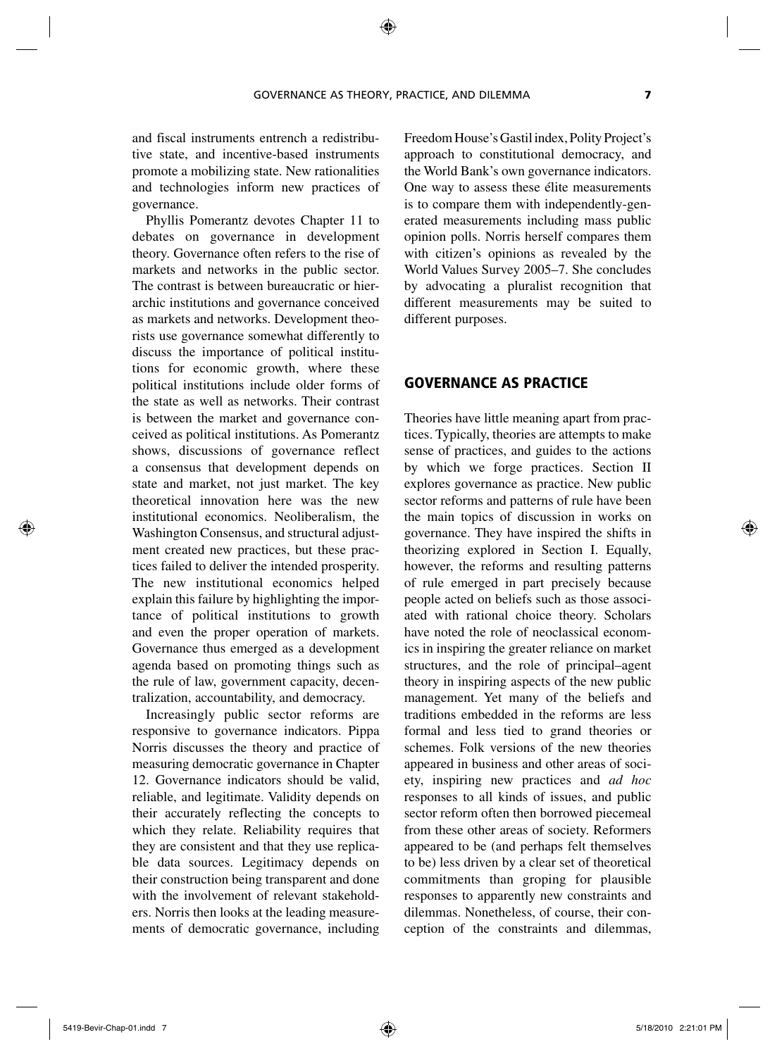and fiscal instruments entrench a redistributive state, and incentive-based instruments promote a mobilizing state. New rationalities and technologies inform new practices of governance.

Phyllis Pomerantz devotes Chapter 11 to debates on governance in development theory. Governance often refers to the rise of markets and networks in the public sector. The contrast is between bureaucratic or hierarchic institutions and governance conceived as markets and networks. Development theorists use governance somewhat differently to discuss the importance of political institutions for economic growth, where these political institutions include older forms of the state as well as networks. Their contrast is between the market and governance conceived as political institutions. As Pomerantz shows, discussions of governance reflect a consensus that development depends on state and market, not just market. The key theoretical innovation here was the new institutional economics. Neoliberalism, the Washington Consensus, and structural adjustment created new practices, but these practices failed to deliver the intended prosperity. The new institutional economics helped explain this failure by highlighting the importance of political institutions to growth and even the proper operation of markets. Governance thus emerged as a development agenda based on promoting things such as the rule of law, government capacity, decentralization, accountability, and democracy.

Increasingly public sector reforms are responsive to governance indicators. Pippa Norris discusses the theory and practice of measuring democratic governance in Chapter 12. Governance indicators should be valid, reliable, and legitimate. Validity depends on their accurately reflecting the concepts to which they relate. Reliability requires that they are consistent and that they use replicable data sources. Legitimacy depends on their construction being transparent and done with the involvement of relevant stakeholders. Norris then looks at the leading measurements of democratic governance, including Freedom House's Gastil index, Polity Project's approach to constitutional democracy, and the World Bank's own governance indicators. One way to assess these élite measurements is to compare them with independently-generated measurements including mass public opinion polls. Norris herself compares them with citizen's opinions as revealed by the World Values Survey 2005–7. She concludes by advocating a pluralist recognition that different measurements may be suited to different purposes.

## GOVERNANCE AS PRACTICE

Theories have little meaning apart from practices. Typically, theories are attempts to make sense of practices, and guides to the actions by which we forge practices. Section II explores governance as practice. New public sector reforms and patterns of rule have been the main topics of discussion in works on governance. They have inspired the shifts in theorizing explored in Section I. Equally, however, the reforms and resulting patterns of rule emerged in part precisely because people acted on beliefs such as those associated with rational choice theory. Scholars have noted the role of neoclassical economics in inspiring the greater reliance on market structures, and the role of principal–agent theory in inspiring aspects of the new public management. Yet many of the beliefs and traditions embedded in the reforms are less formal and less tied to grand theories or schemes. Folk versions of the new theories appeared in business and other areas of society, inspiring new practices and *ad hoc* responses to all kinds of issues, and public sector reform often then borrowed piecemeal from these other areas of society. Reformers appeared to be (and perhaps felt themselves to be) less driven by a clear set of theoretical commitments than groping for plausible responses to apparently new constraints and dilemmas. Nonetheless, of course, their conception of the constraints and dilemmas,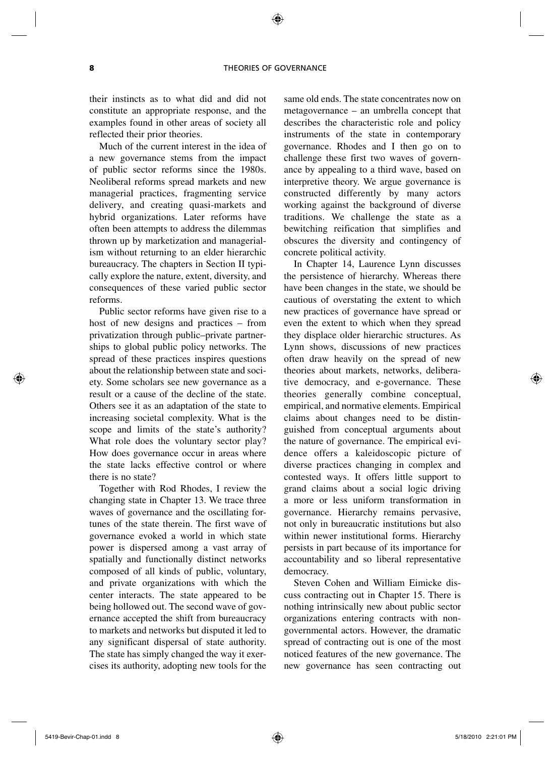their instincts as to what did and did not constitute an appropriate response, and the examples found in other areas of society all reflected their prior theories.

Much of the current interest in the idea of a new governance stems from the impact of public sector reforms since the 1980s. Neoliberal reforms spread markets and new managerial practices, fragmenting service delivery, and creating quasi-markets and hybrid organizations. Later reforms have often been attempts to address the dilemmas thrown up by marketization and managerialism without returning to an elder hierarchic bureaucracy. The chapters in Section II typically explore the nature, extent, diversity, and consequences of these varied public sector reforms.

Public sector reforms have given rise to a host of new designs and practices – from privatization through public–private partnerships to global public policy networks. The spread of these practices inspires questions about the relationship between state and society. Some scholars see new governance as a result or a cause of the decline of the state. Others see it as an adaptation of the state to increasing societal complexity. What is the scope and limits of the state's authority? What role does the voluntary sector play? How does governance occur in areas where the state lacks effective control or where there is no state?

Together with Rod Rhodes, I review the changing state in Chapter 13. We trace three waves of governance and the oscillating fortunes of the state therein. The first wave of governance evoked a world in which state power is dispersed among a vast array of spatially and functionally distinct networks composed of all kinds of public, voluntary, and private organizations with which the center interacts. The state appeared to be being hollowed out. The second wave of governance accepted the shift from bureaucracy to markets and networks but disputed it led to any significant dispersal of state authority. The state has simply changed the way it exercises its authority, adopting new tools for the same old ends. The state concentrates now on metagovernance – an umbrella concept that describes the characteristic role and policy instruments of the state in contemporary governance. Rhodes and I then go on to challenge these first two waves of governance by appealing to a third wave, based on interpretive theory. We argue governance is constructed differently by many actors working against the background of diverse traditions. We challenge the state as a bewitching reification that simplifies and obscures the diversity and contingency of concrete political activity.

In Chapter 14, Laurence Lynn discusses the persistence of hierarchy. Whereas there have been changes in the state, we should be cautious of overstating the extent to which new practices of governance have spread or even the extent to which when they spread they displace older hierarchic structures. As Lynn shows, discussions of new practices often draw heavily on the spread of new theories about markets, networks, deliberative democracy, and e-governance. These theories generally combine conceptual, empirical, and normative elements. Empirical claims about changes need to be distinguished from conceptual arguments about the nature of governance. The empirical evidence offers a kaleidoscopic picture of diverse practices changing in complex and contested ways. It offers little support to grand claims about a social logic driving a more or less uniform transformation in governance. Hierarchy remains pervasive, not only in bureaucratic institutions but also within newer institutional forms. Hierarchy persists in part because of its importance for accountability and so liberal representative democracy.

Steven Cohen and William Eimicke discuss contracting out in Chapter 15. There is nothing intrinsically new about public sector organizations entering contracts with nongovernmental actors. However, the dramatic spread of contracting out is one of the most noticed features of the new governance. The new governance has seen contracting out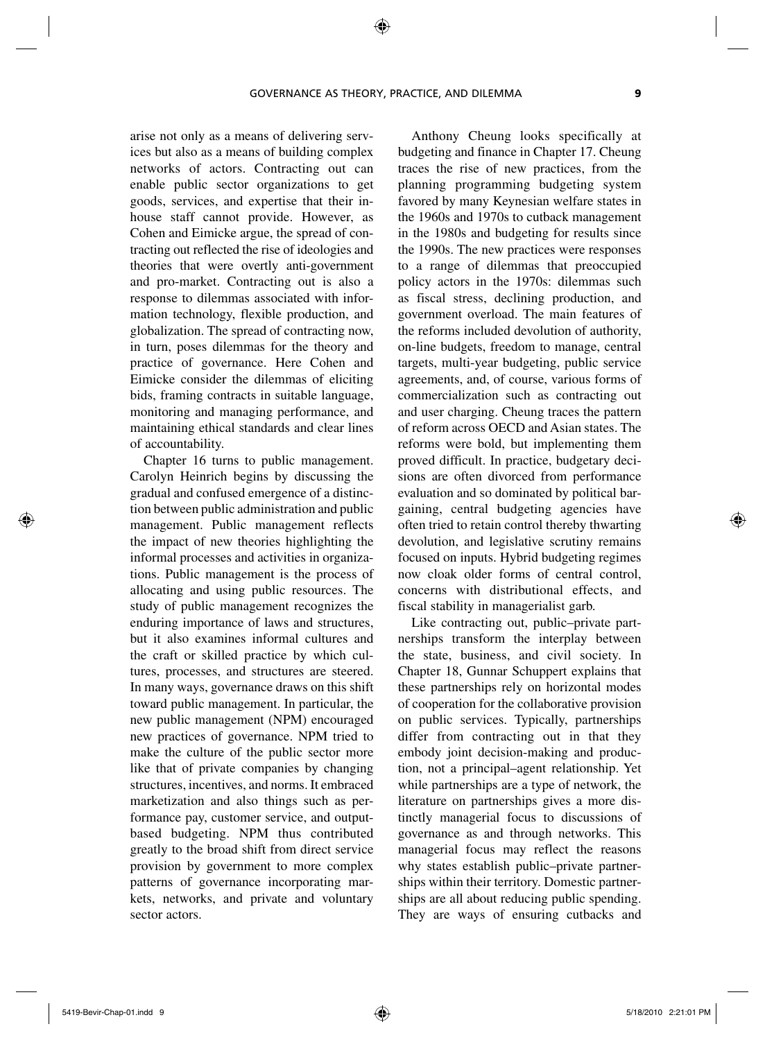arise not only as a means of delivering services but also as a means of building complex networks of actors. Contracting out can enable public sector organizations to get goods, services, and expertise that their in-house staff cannot provide. However, as Cohen and Eimicke argue, the spread of contracting out reflected the rise of ideologies and theories that were overtly anti-government and pro-market. Contracting out is also a response to dilemmas associated with information technology, flexible production, and globalization. The spread of contracting now, in turn, poses dilemmas for the theory and practice of governance. Here Cohen and Eimicke consider the dilemmas of eliciting bids, framing contracts in suitable language, monitoring and managing performance, and maintaining ethical standards and clear lines of accountability.

Chapter 16 turns to public management. Carolyn Heinrich begins by discussing the gradual and confused emergence of a distinction between public administration and public management. Public management reflects the impact of new theories highlighting the informal processes and activities in organizations. Public management is the process of allocating and using public resources. The study of public management recognizes the enduring importance of laws and structures, but it also examines informal cultures and the craft or skilled practice by which cultures, processes, and structures are steered. In many ways, governance draws on this shift toward public management. In particular, the new public management (NPM) encouraged new practices of governance. NPM tried to make the culture of the public sector more like that of private companies by changing structures, incentives, and norms. It embraced marketization and also things such as performance pay, customer service, and output-based budgeting. NPM thus contributed greatly to the broad shift from direct service provision by government to more complex patterns of governance incorporating markets, networks, and private and voluntary sector actors.

Anthony Cheung looks specifically at budgeting and finance in Chapter 17. Cheung traces the rise of new practices, from the planning programming budgeting system favored by many Keynesian welfare states in the 1960s and 1970s to cutback management in the 1980s and budgeting for results since the 1990s. The new practices were responses to a range of dilemmas that preoccupied policy actors in the 1970s: dilemmas such as fiscal stress, declining production, and government overload. The main features of the reforms included devolution of authority, on-line budgets, freedom to manage, central targets, multi-year budgeting, public service agreements, and, of course, various forms of commercialization such as contracting out and user charging. Cheung traces the pattern of reform across OECD and Asian states. The reforms were bold, but implementing them proved difficult. In practice, budgetary decisions are often divorced from performance evaluation and so dominated by political bargaining, central budgeting agencies have often tried to retain control thereby thwarting devolution, and legislative scrutiny remains focused on inputs. Hybrid budgeting regimes now cloak older forms of central control, concerns with distributional effects, and fiscal stability in managerialist garb.

Like contracting out, public–private partnerships transform the interplay between the state, business, and civil society. In Chapter 18, Gunnar Schuppert explains that these partnerships rely on horizontal modes of cooperation for the collaborative provision on public services. Typically, partnerships differ from contracting out in that they embody joint decision-making and production, not a principal–agent relationship. Yet while partnerships are a type of network, the literature on partnerships gives a more distinctly managerial focus to discussions of governance as and through networks. This managerial focus may reflect the reasons why states establish public–private partnerships within their territory. Domestic partnerships are all about reducing public spending. They are ways of ensuring cutbacks and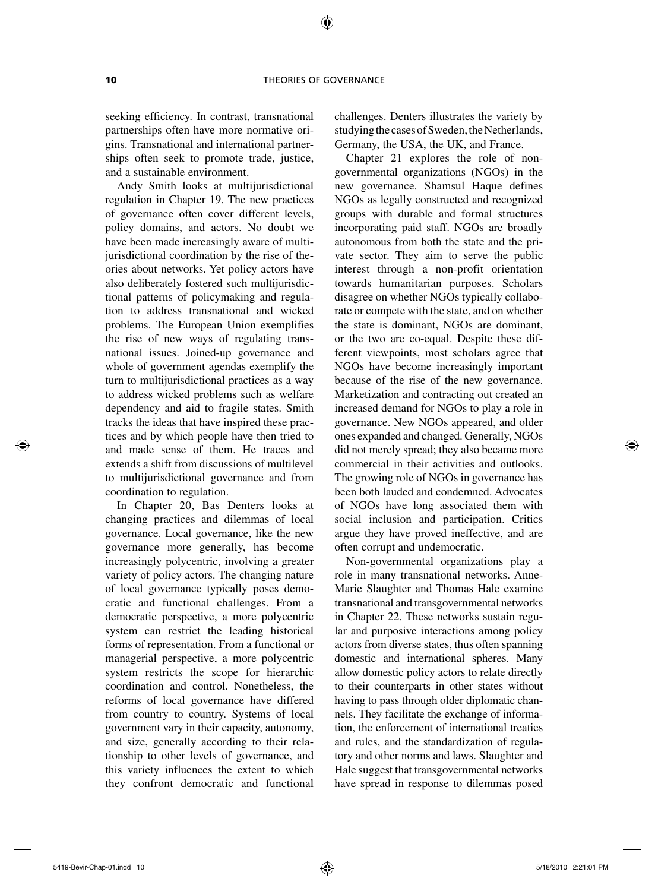seeking efficiency. In contrast, transnational partnerships often have more normative origins. Transnational and international partnerships often seek to promote trade, justice, and a sustainable environment.

Andy Smith looks at multijurisdictional regulation in Chapter 19. The new practices of governance often cover different levels, policy domains, and actors. No doubt we have been made increasingly aware of multijurisdictional coordination by the rise of theories about networks. Yet policy actors have also deliberately fostered such multijurisdictional patterns of policymaking and regulation to address transnational and wicked problems. The European Union exemplifies the rise of new ways of regulating transnational issues. Joined-up governance and whole of government agendas exemplify the turn to multijurisdictional practices as a way to address wicked problems such as welfare dependency and aid to fragile states. Smith tracks the ideas that have inspired these practices and by which people have then tried to and made sense of them. He traces and extends a shift from discussions of multilevel to multijurisdictional governance and from coordination to regulation.

In Chapter 20, Bas Denters looks at changing practices and dilemmas of local governance. Local governance, like the new governance more generally, has become increasingly polycentric, involving a greater variety of policy actors. The changing nature of local governance typically poses democratic and functional challenges. From a democratic perspective, a more polycentric system can restrict the leading historical forms of representation. From a functional or managerial perspective, a more polycentric system restricts the scope for hierarchic coordination and control. Nonetheless, the reforms of local governance have differed from country to country. Systems of local government vary in their capacity, autonomy, and size, generally according to their relationship to other levels of governance, and this variety influences the extent to which they confront democratic and functional challenges. Denters illustrates the variety by studying the cases of Sweden, the Netherlands, Germany, the USA, the UK, and France.

Chapter 21 explores the role of non-governmental organizations (NGOs) in the new governance. Shamsul Haque defines NGOs as legally constructed and recognized groups with durable and formal structures incorporating paid staff. NGOs are broadly autonomous from both the state and the private sector. They aim to serve the public interest through a non-profit orientation towards humanitarian purposes. Scholars disagree on whether NGOs typically collaborate or compete with the state, and on whether the state is dominant, NGOs are dominant, or the two are co-equal. Despite these different viewpoints, most scholars agree that NGOs have become increasingly important because of the rise of the new governance. Marketization and contracting out created an increased demand for NGOs to play a role in governance. New NGOs appeared, and older ones expanded and changed. Generally, NGOs did not merely spread; they also became more commercial in their activities and outlooks. The growing role of NGOs in governance has been both lauded and condemned. Advocates of NGOs have long associated them with social inclusion and participation. Critics argue they have proved ineffective, and are often corrupt and undemocratic.

Non-governmental organizations play a role in many transnational networks. Anne-Marie Slaughter and Thomas Hale examine transnational and transgovernmental networks in Chapter 22. These networks sustain regular and purposive interactions among policy actors from diverse states, thus often spanning domestic and international spheres. Many allow domestic policy actors to relate directly to their counterparts in other states without having to pass through older diplomatic channels. They facilitate the exchange of information, the enforcement of international treaties and rules, and the standardization of regulatory and other norms and laws. Slaughter and Hale suggest that transgovernmental networks have spread in response to dilemmas posed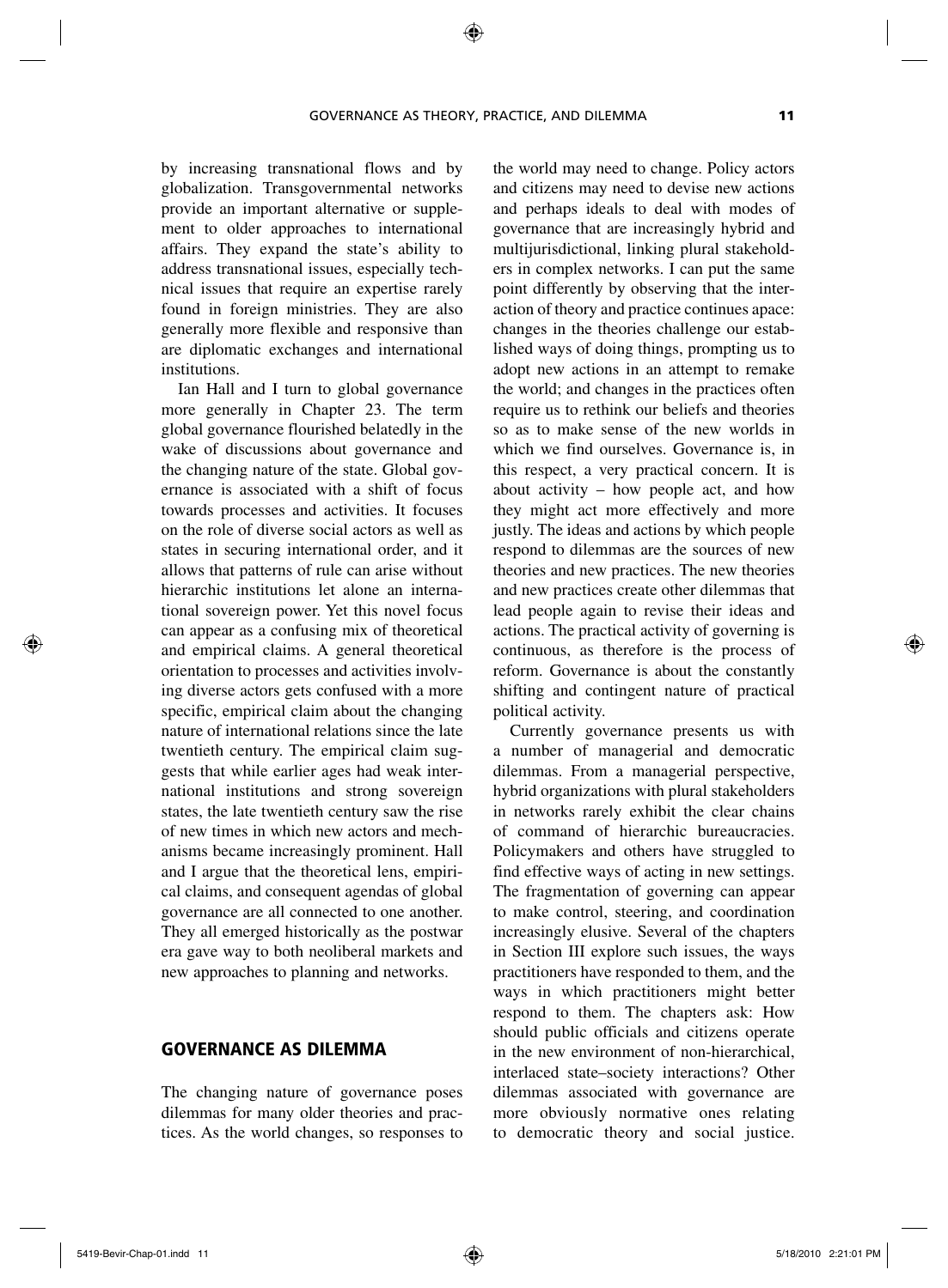by increasing transnational flows and by globalization. Transgovernmental networks provide an important alternative or supplement to older approaches to international affairs. They expand the state's ability to address transnational issues, especially technical issues that require an expertise rarely found in foreign ministries. They are also generally more flexible and responsive than are diplomatic exchanges and international institutions.

Ian Hall and I turn to global governance more generally in Chapter 23. The term global governance flourished belatedly in the wake of discussions about governance and the changing nature of the state. Global governance is associated with a shift of focus towards processes and activities. It focuses on the role of diverse social actors as well as states in securing international order, and it allows that patterns of rule can arise without hierarchic institutions let alone an international sovereign power. Yet this novel focus can appear as a confusing mix of theoretical and empirical claims. A general theoretical orientation to processes and activities involving diverse actors gets confused with a more specific, empirical claim about the changing nature of international relations since the late twentieth century. The empirical claim suggests that while earlier ages had weak international institutions and strong sovereign states, the late twentieth century saw the rise of new times in which new actors and mechanisms became increasingly prominent. Hall and I argue that the theoretical lens, empirical claims, and consequent agendas of global governance are all connected to one another. They all emerged historically as the postwar era gave way to both neoliberal markets and new approaches to planning and networks.

## GOVERNANCE AS DILEMMA

The changing nature of governance poses dilemmas for many older theories and practices. As the world changes, so responses to the world may need to change. Policy actors and citizens may need to devise new actions and perhaps ideals to deal with modes of governance that are increasingly hybrid and multijurisdictional, linking plural stakeholders in complex networks. I can put the same point differently by observing that the interaction of theory and practice continues apace: changes in the theories challenge our established ways of doing things, prompting us to adopt new actions in an attempt to remake the world; and changes in the practices often require us to rethink our beliefs and theories so as to make sense of the new worlds in which we find ourselves. Governance is, in this respect, a very practical concern. It is about activity – how people act, and how they might act more effectively and more justly. The ideas and actions by which people respond to dilemmas are the sources of new theories and new practices. The new theories and new practices create other dilemmas that lead people again to revise their ideas and actions. The practical activity of governing is continuous, as therefore is the process of reform. Governance is about the constantly shifting and contingent nature of practical political activity.

Currently governance presents us with a number of managerial and democratic dilemmas. From a managerial perspective, hybrid organizations with plural stakeholders in networks rarely exhibit the clear chains of command of hierarchic bureaucracies. Policymakers and others have struggled to find effective ways of acting in new settings. The fragmentation of governing can appear to make control, steering, and coordination increasingly elusive. Several of the chapters in Section III explore such issues, the ways practitioners have responded to them, and the ways in which practitioners might better respond to them. The chapters ask: How should public officials and citizens operate in the new environment of non-hierarchical, interlaced state–society interactions? Other dilemmas associated with governance are more obviously normative ones relating to democratic theory and social justice.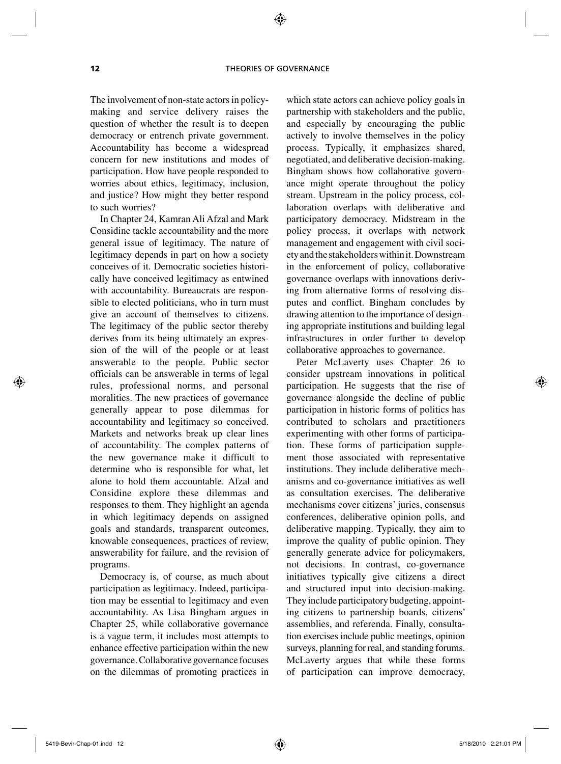The involvement of non-state actors in policymaking and service delivery raises the question of whether the result is to deepen democracy or entrench private government. Accountability has become a widespread concern for new institutions and modes of participation. How have people responded to worries about ethics, legitimacy, inclusion, and justice? How might they better respond to such worries?

In Chapter 24, Kamran Ali Afzal and Mark Considine tackle accountability and the more general issue of legitimacy. The nature of legitimacy depends in part on how a society conceives of it. Democratic societies historically have conceived legitimacy as entwined with accountability. Bureaucrats are responsible to elected politicians, who in turn must give an account of themselves to citizens. The legitimacy of the public sector thereby derives from its being ultimately an expression of the will of the people or at least answerable to the people. Public sector officials can be answerable in terms of legal rules, professional norms, and personal moralities. The new practices of governance generally appear to pose dilemmas for accountability and legitimacy so conceived. Markets and networks break up clear lines of accountability. The complex patterns of the new governance make it difficult to determine who is responsible for what, let alone to hold them accountable. Afzal and Considine explore these dilemmas and responses to them. They highlight an agenda in which legitimacy depends on assigned goals and standards, transparent outcomes, knowable consequences, practices of review, answerability for failure, and the revision of programs.

Democracy is, of course, as much about participation as legitimacy. Indeed, participation may be essential to legitimacy and even accountability. As Lisa Bingham argues in Chapter 25, while collaborative governance is a vague term, it includes most attempts to enhance effective participation within the new governance. Collaborative governance focuses on the dilemmas of promoting practices in which state actors can achieve policy goals in partnership with stakeholders and the public, and especially by encouraging the public actively to involve themselves in the policy process. Typically, it emphasizes shared, negotiated, and deliberative decision-making. Bingham shows how collaborative governance might operate throughout the policy stream. Upstream in the policy process, collaboration overlaps with deliberative and participatory democracy. Midstream in the policy process, it overlaps with network management and engagement with civil society and the stakeholders within it. Downstream in the enforcement of policy, collaborative governance overlaps with innovations deriving from alternative forms of resolving disputes and conflict. Bingham concludes by drawing attention to the importance of designing appropriate institutions and building legal infrastructures in order further to develop collaborative approaches to governance.

Peter McLaverty uses Chapter 26 to consider upstream innovations in political participation. He suggests that the rise of governance alongside the decline of public participation in historic forms of politics has contributed to scholars and practitioners experimenting with other forms of participation. These forms of participation supplement those associated with representative institutions. They include deliberative mechanisms and co-governance initiatives as well as consultation exercises. The deliberative mechanisms cover citizens' juries, consensus conferences, deliberative opinion polls, and deliberative mapping. Typically, they aim to improve the quality of public opinion. They generally generate advice for policymakers, not decisions. In contrast, co-governance initiatives typically give citizens a direct and structured input into decision-making. They include participatory budgeting, appointing citizens to partnership boards, citizens' assemblies, and referenda. Finally, consultation exercises include public meetings, opinion surveys, planning for real, and standing forums. McLaverty argues that while these forms of participation can improve democracy,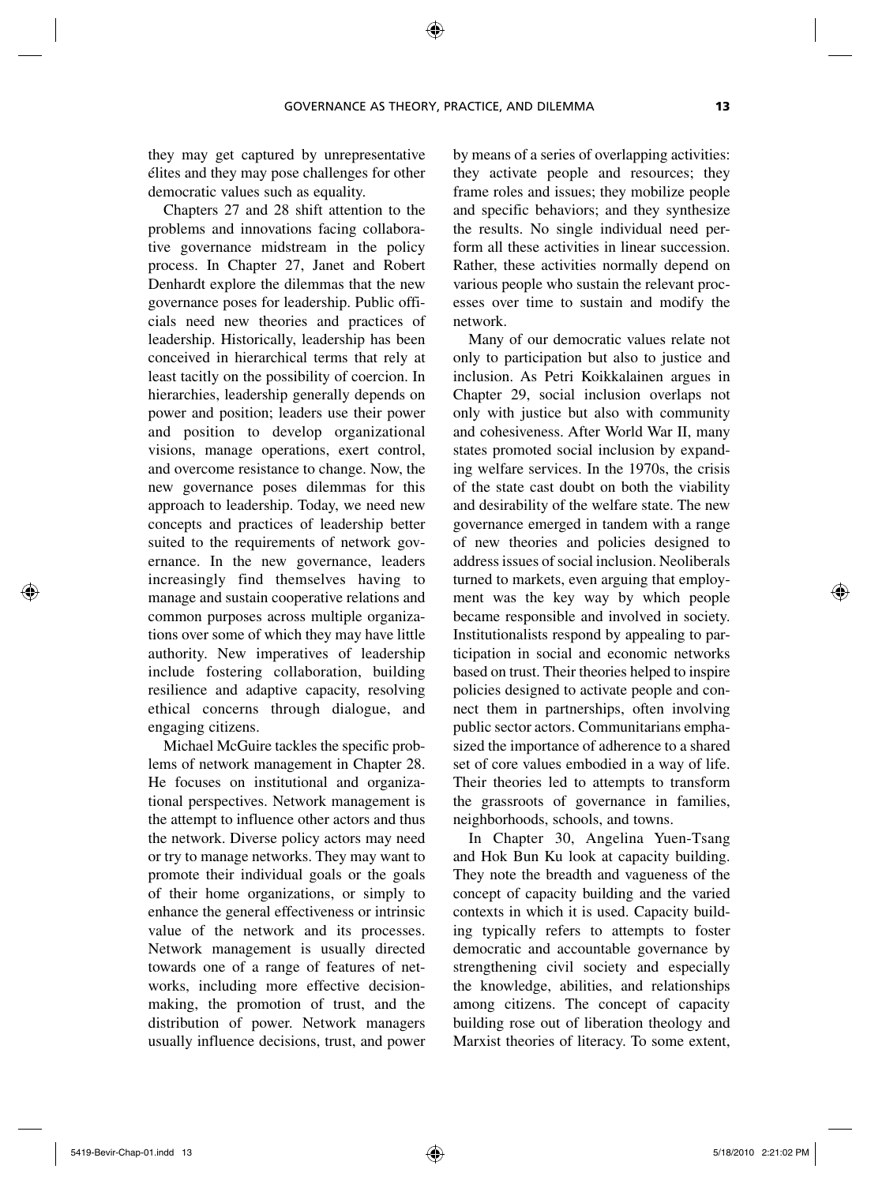they may get captured by unrepresentative élites and they may pose challenges for other democratic values such as equality.

Chapters 27 and 28 shift attention to the problems and innovations facing collaborative governance midstream in the policy process. In Chapter 27, Janet and Robert Denhardt explore the dilemmas that the new governance poses for leadership. Public officials need new theories and practices of leadership. Historically, leadership has been conceived in hierarchical terms that rely at least tacitly on the possibility of coercion. In hierarchies, leadership generally depends on power and position; leaders use their power and position to develop organizational visions, manage operations, exert control, and overcome resistance to change. Now, the new governance poses dilemmas for this approach to leadership. Today, we need new concepts and practices of leadership better suited to the requirements of network governance. In the new governance, leaders increasingly find themselves having to manage and sustain cooperative relations and common purposes across multiple organizations over some of which they may have little authority. New imperatives of leadership include fostering collaboration, building resilience and adaptive capacity, resolving ethical concerns through dialogue, and engaging citizens.

Michael McGuire tackles the specific problems of network management in Chapter 28. He focuses on institutional and organizational perspectives. Network management is the attempt to influence other actors and thus the network. Diverse policy actors may need or try to manage networks. They may want to promote their individual goals or the goals of their home organizations, or simply to enhance the general effectiveness or intrinsic value of the network and its processes. Network management is usually directed towards one of a range of features of networks, including more effective decision-making, the promotion of trust, and the distribution of power. Network managers usually influence decisions, trust, and power by means of a series of overlapping activities: they activate people and resources; they frame roles and issues; they mobilize people and specific behaviors; and they synthesize the results. No single individual need perform all these activities in linear succession. Rather, these activities normally depend on various people who sustain the relevant processes over time to sustain and modify the network.

Many of our democratic values relate not only to participation but also to justice and inclusion. As Petri Koikkalainen argues in Chapter 29, social inclusion overlaps not only with justice but also with community and cohesiveness. After World War II, many states promoted social inclusion by expanding welfare services. In the 1970s, the crisis of the state cast doubt on both the viability and desirability of the welfare state. The new governance emerged in tandem with a range of new theories and policies designed to address issues of social inclusion. Neoliberals turned to markets, even arguing that employment was the key way by which people became responsible and involved in society. Institutionalists respond by appealing to participation in social and economic networks based on trust. Their theories helped to inspire policies designed to activate people and connect them in partnerships, often involving public sector actors. Communitarians emphasized the importance of adherence to a shared set of core values embodied in a way of life. Their theories led to attempts to transform the grassroots of governance in families, neighborhoods, schools, and towns.

In Chapter 30, Angelina Yuen-Tsang and Hok Bun Ku look at capacity building. They note the breadth and vagueness of the concept of capacity building and the varied contexts in which it is used. Capacity building typically refers to attempts to foster democratic and accountable governance by strengthening civil society and especially the knowledge, abilities, and relationships among citizens. The concept of capacity building rose out of liberation theology and Marxist theories of literacy. To some extent,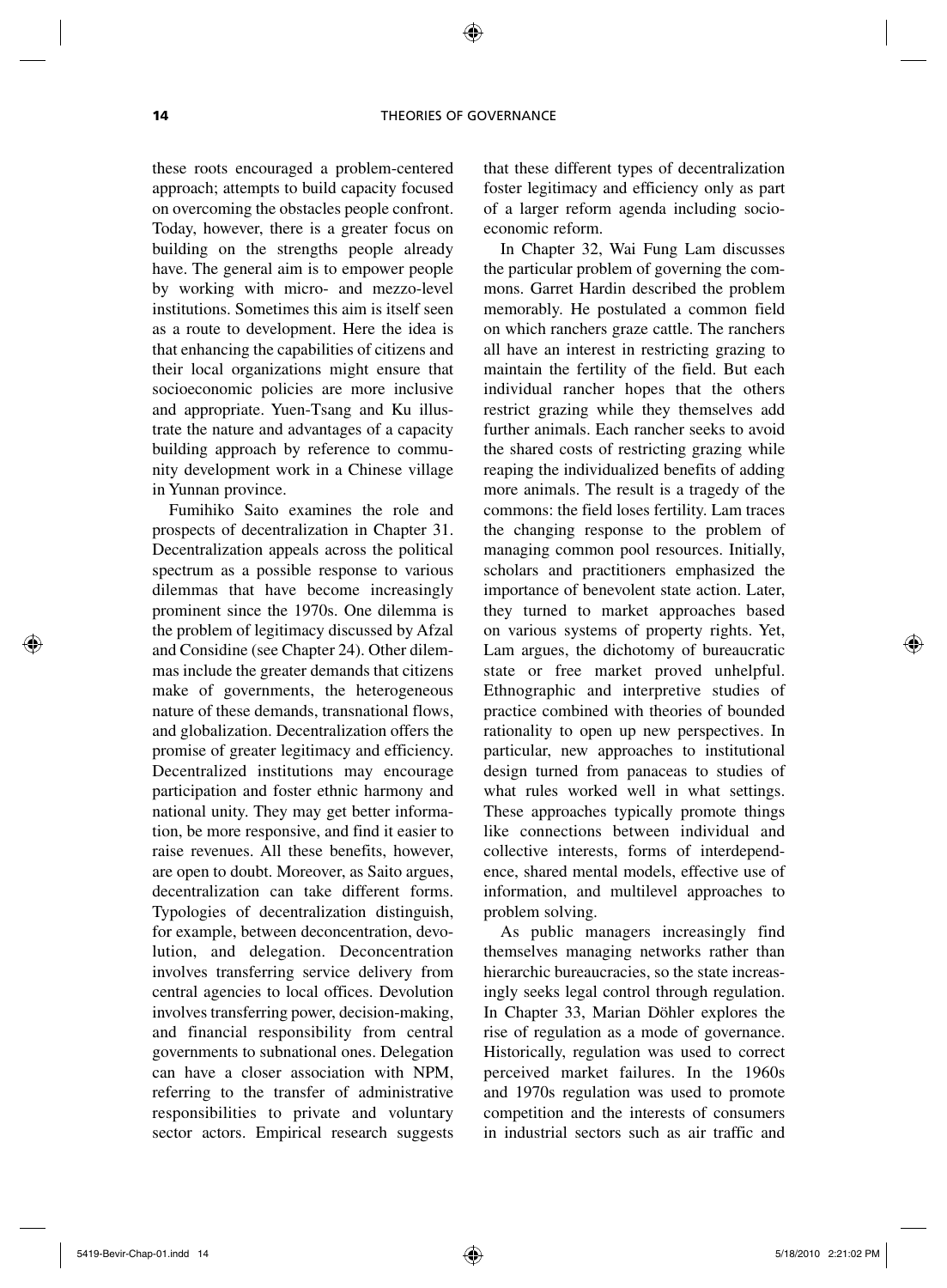these roots encouraged a problem-centered approach; attempts to build capacity focused on overcoming the obstacles people confront. Today, however, there is a greater focus on building on the strengths people already have. The general aim is to empower people by working with micro- and mezzo-level institutions. Sometimes this aim is itself seen as a route to development. Here the idea is that enhancing the capabilities of citizens and their local organizations might ensure that socioeconomic policies are more inclusive and appropriate. Yuen-Tsang and Ku illustrate the nature and advantages of a capacity building approach by reference to community development work in a Chinese village in Yunnan province.

Fumihiko Saito examines the role and prospects of decentralization in Chapter 31. Decentralization appeals across the political spectrum as a possible response to various dilemmas that have become increasingly prominent since the 1970s. One dilemma is the problem of legitimacy discussed by Afzal and Considine (see Chapter 24). Other dilemmas include the greater demands that citizens make of governments, the heterogeneous nature of these demands, transnational flows, and globalization. Decentralization offers the promise of greater legitimacy and efficiency. Decentralized institutions may encourage participation and foster ethnic harmony and national unity. They may get better information, be more responsive, and find it easier to raise revenues. All these benefits, however, are open to doubt. Moreover, as Saito argues, decentralization can take different forms. Typologies of decentralization distinguish, for example, between deconcentration, devolution, and delegation. Deconcentration involves transferring service delivery from central agencies to local offices. Devolution involves transferring power, decision-making, and financial responsibility from central governments to subnational ones. Delegation can have a closer association with NPM, referring to the transfer of administrative responsibilities to private and voluntary sector actors. Empirical research suggests that these different types of decentralization foster legitimacy and efficiency only as part of a larger reform agenda including socioeconomic reform.

In Chapter 32, Wai Fung Lam discusses the particular problem of governing the commons. Garret Hardin described the problem memorably. He postulated a common field on which ranchers graze cattle. The ranchers all have an interest in restricting grazing to maintain the fertility of the field. But each individual rancher hopes that the others restrict grazing while they themselves add further animals. Each rancher seeks to avoid the shared costs of restricting grazing while reaping the individualized benefits of adding more animals. The result is a tragedy of the commons: the field loses fertility. Lam traces the changing response to the problem of managing common pool resources. Initially, scholars and practitioners emphasized the importance of benevolent state action. Later, they turned to market approaches based on various systems of property rights. Yet, Lam argues, the dichotomy of bureaucratic state or free market proved unhelpful. Ethnographic and interpretive studies of practice combined with theories of bounded rationality to open up new perspectives. In particular, new approaches to institutional design turned from panaceas to studies of what rules worked well in what settings. These approaches typically promote things like connections between individual and collective interests, forms of interdependence, shared mental models, effective use of information, and multilevel approaches to problem solving.

As public managers increasingly find themselves managing networks rather than hierarchic bureaucracies, so the state increasingly seeks legal control through regulation. In Chapter 33, Marian Döhler explores the rise of regulation as a mode of governance. Historically, regulation was used to correct perceived market failures. In the 1960s and 1970s regulation was used to promote competition and the interests of consumers in industrial sectors such as air traffic and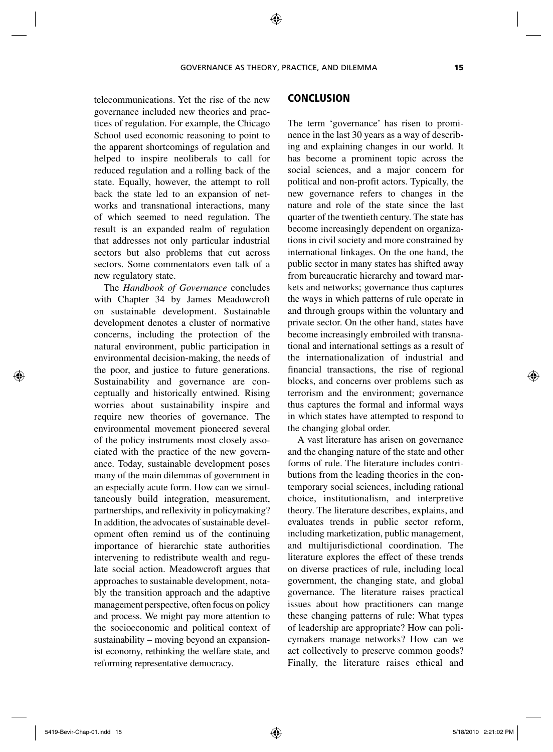telecommunications. Yet the rise of the new governance included new theories and practices of regulation. For example, the Chicago School used economic reasoning to point to the apparent shortcomings of regulation and helped to inspire neoliberals to call for reduced regulation and a rolling back of the state. Equally, however, the attempt to roll back the state led to an expansion of networks and transnational interactions, many of which seemed to need regulation. The result is an expanded realm of regulation that addresses not only particular industrial sectors but also problems that cut across sectors. Some commentators even talk of a new regulatory state.

The *Handbook of Governance* concludes with Chapter 34 by James Meadowcroft on sustainable development. Sustainable development denotes a cluster of normative concerns, including the protection of the natural environment, public participation in environmental decision-making, the needs of the poor, and justice to future generations. Sustainability and governance are conceptually and historically entwined. Rising worries about sustainability inspire and require new theories of governance. The environmental movement pioneered several of the policy instruments most closely associated with the practice of the new governance. Today, sustainable development poses many of the main dilemmas of government in an especially acute form. How can we simultaneously build integration, measurement, partnerships, and reflexivity in policymaking? In addition, the advocates of sustainable development often remind us of the continuing importance of hierarchic state authorities intervening to redistribute wealth and regulate social action. Meadowcroft argues that approaches to sustainable development, notably the transition approach and the adaptive management perspective, often focus on policy and process. We might pay more attention to the socioeconomic and political context of sustainability – moving beyond an expansionist economy, rethinking the welfare state, and reforming representative democracy.

## CONCLUSION

The term 'governance' has risen to prominence in the last 30 years as a way of describing and explaining changes in our world. It has become a prominent topic across the social sciences, and a major concern for political and non-profit actors. Typically, the new governance refers to changes in the nature and role of the state since the last quarter of the twentieth century. The state has become increasingly dependent on organizations in civil society and more constrained by international linkages. On the one hand, the public sector in many states has shifted away from bureaucratic hierarchy and toward markets and networks; governance thus captures the ways in which patterns of rule operate in and through groups within the voluntary and private sector. On the other hand, states have become increasingly embroiled with transnational and international settings as a result of the internationalization of industrial and financial transactions, the rise of regional blocks, and concerns over problems such as terrorism and the environment; governance thus captures the formal and informal ways in which states have attempted to respond to the changing global order.

A vast literature has arisen on governance and the changing nature of the state and other forms of rule. The literature includes contributions from the leading theories in the contemporary social sciences, including rational choice, institutionalism, and interpretive theory. The literature describes, explains, and evaluates trends in public sector reform, including marketization, public management, and multijurisdictional coordination. The literature explores the effect of these trends on diverse practices of rule, including local government, the changing state, and global governance. The literature raises practical issues about how practitioners can mange these changing patterns of rule: What types of leadership are appropriate? How can policymakers manage networks? How can we act collectively to preserve common goods? Finally, the literature raises ethical and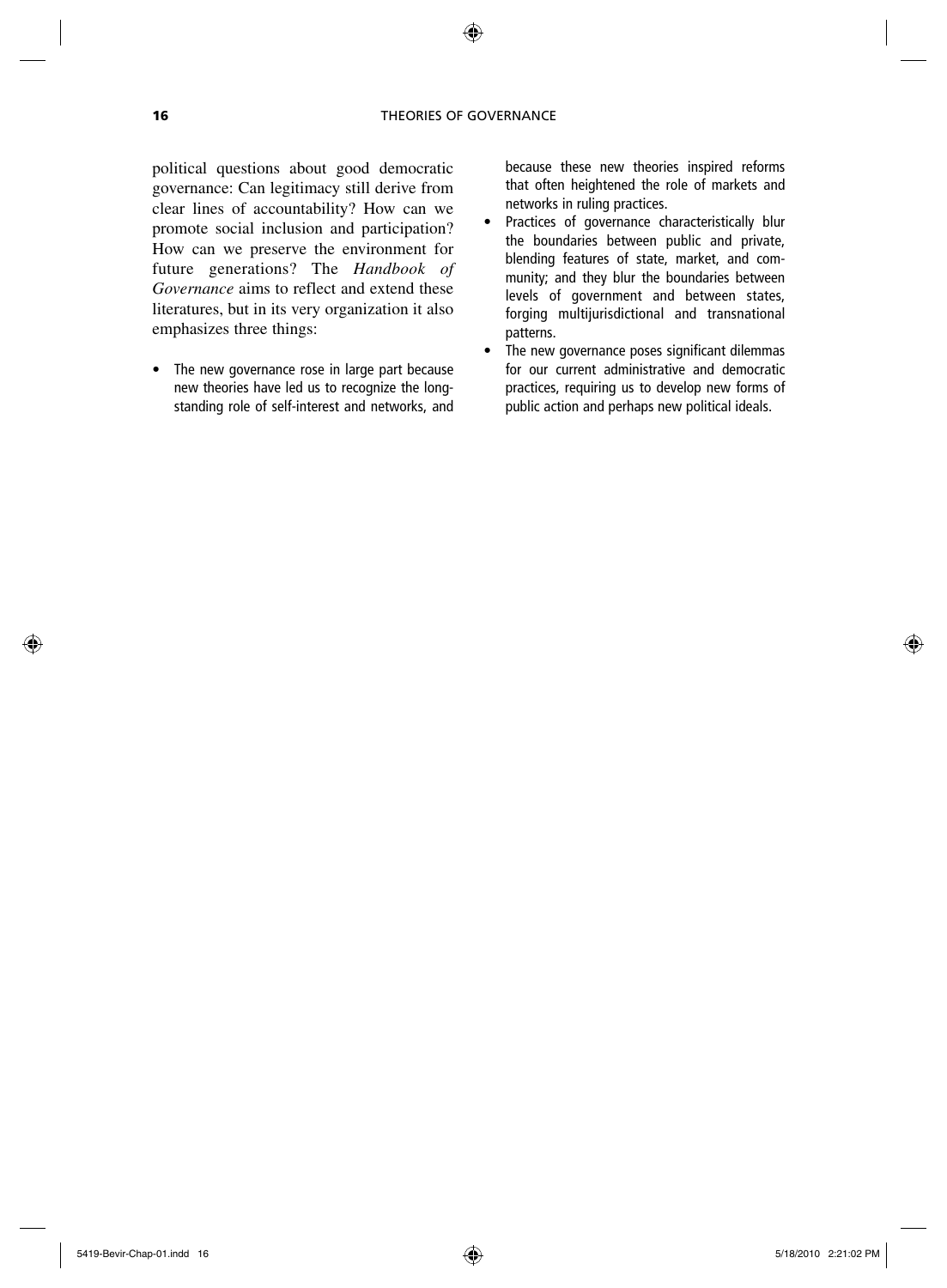political questions about good democratic governance: Can legitimacy still derive from clear lines of accountability? How can we promote social inclusion and participation? How can we preserve the environment for future generations? The *Handbook of Governance* aims to reflect and extend these literatures, but in its very organization it also emphasizes three things:

- The new governance rose in large part because new theories have led us to recognize the long-standing role of self-interest and networks, and because these new theories inspired reforms that often heightened the role of markets and networks in ruling practices.
- Practices of governance characteristically blur the boundaries between public and private, blending features of state, market, and community; and they blur the boundaries between levels of government and between states, forging multijurisdictional and transnational patterns.
- The new governance poses significant dilemmas for our current administrative and democratic practices, requiring us to develop new forms of public action and perhaps new political ideals.